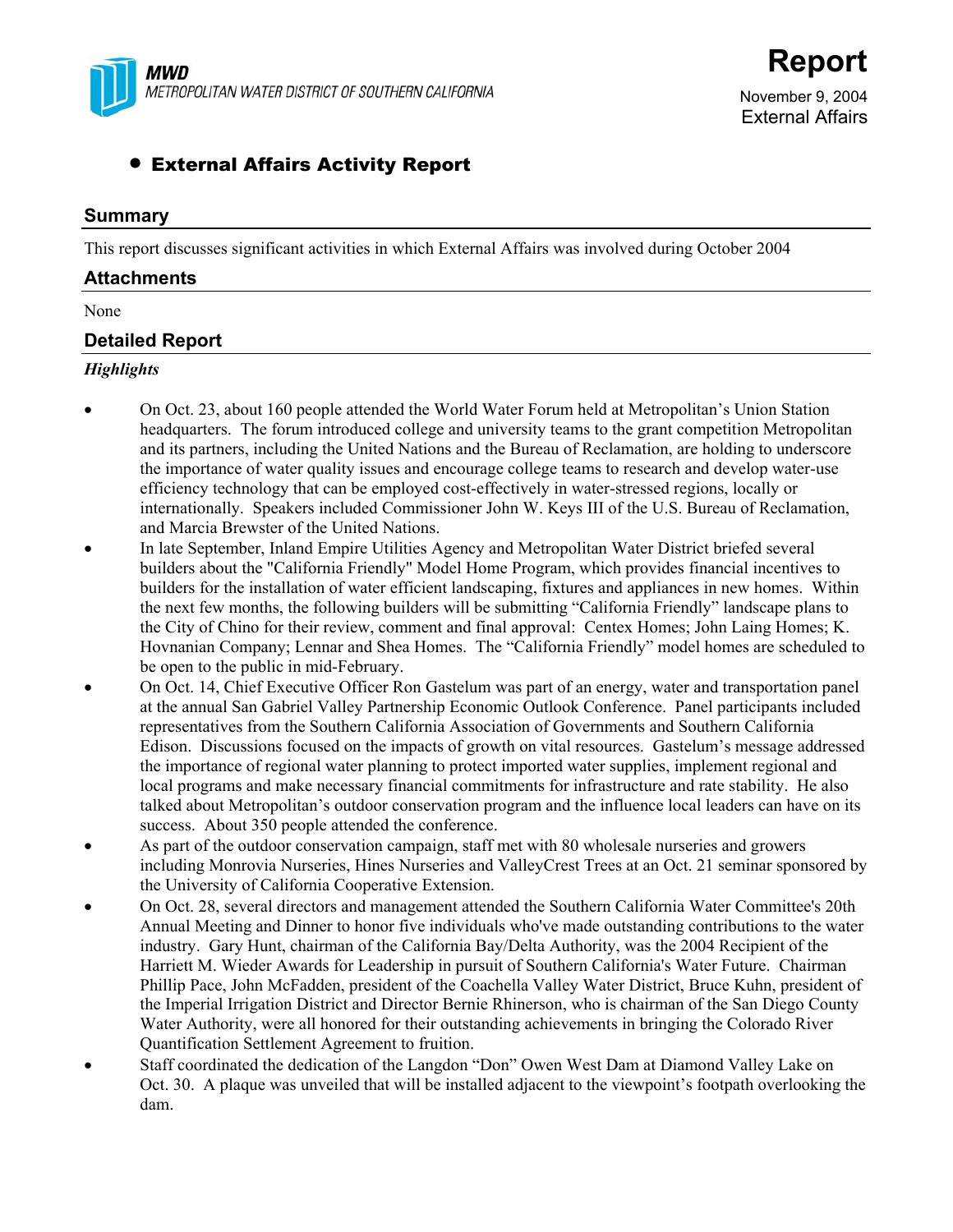MWD
METROPOLITAN WATER DISTRICT OF SOUTHERN CALIFORNIA

# Report

November 9, 2004
External Affairs

- **External Affairs Activity Report**

## Summary

This report discusses significant activities in which External Affairs was involved during October 2004

## Attachments

None

## Detailed Report

### *Highlights*

- On Oct. 23, about 160 people attended the World Water Forum held at Metropolitan's Union Station headquarters. The forum introduced college and university teams to the grant competition Metropolitan and its partners, including the United Nations and the Bureau of Reclamation, are holding to underscore the importance of water quality issues and encourage college teams to research and develop water-use efficiency technology that can be employed cost-effectively in water-stressed regions, locally or internationally. Speakers included Commissioner John W. Keys III of the U.S. Bureau of Reclamation, and Marcia Brewster of the United Nations.
- In late September, Inland Empire Utilities Agency and Metropolitan Water District briefed several builders about the "California Friendly" Model Home Program, which provides financial incentives to builders for the installation of water efficient landscaping, fixtures and appliances in new homes. Within the next few months, the following builders will be submitting "California Friendly" landscape plans to the City of Chino for their review, comment and final approval: Centex Homes; John Laing Homes; K. Hovnanian Company; Lennar and Shea Homes. The "California Friendly" model homes are scheduled to be open to the public in mid-February.
- On Oct. 14, Chief Executive Officer Ron Gastelum was part of an energy, water and transportation panel at the annual San Gabriel Valley Partnership Economic Outlook Conference. Panel participants included representatives from the Southern California Association of Governments and Southern California Edison. Discussions focused on the impacts of growth on vital resources. Gastelum's message addressed the importance of regional water planning to protect imported water supplies, implement regional and local programs and make necessary financial commitments for infrastructure and rate stability. He also talked about Metropolitan's outdoor conservation program and the influence local leaders can have on its success. About 350 people attended the conference.
- As part of the outdoor conservation campaign, staff met with 80 wholesale nurseries and growers including Monrovia Nurseries, Hines Nurseries and ValleyCrest Trees at an Oct. 21 seminar sponsored by the University of California Cooperative Extension.
- On Oct. 28, several directors and management attended the Southern California Water Committee's 20th Annual Meeting and Dinner to honor five individuals who've made outstanding contributions to the water industry. Gary Hunt, chairman of the California Bay/Delta Authority, was the 2004 Recipient of the Harriett M. Wieder Awards for Leadership in pursuit of Southern California's Water Future. Chairman Phillip Pace, John McFadden, president of the Coachella Valley Water District, Bruce Kuhn, president of the Imperial Irrigation District and Director Bernie Rhinerson, who is chairman of the San Diego County Water Authority, were all honored for their outstanding achievements in bringing the Colorado River Quantification Settlement Agreement to fruition.
- Staff coordinated the dedication of the Langdon "Don" Owen West Dam at Diamond Valley Lake on Oct. 30. A plaque was unveiled that will be installed adjacent to the viewpoint's footpath overlooking the dam.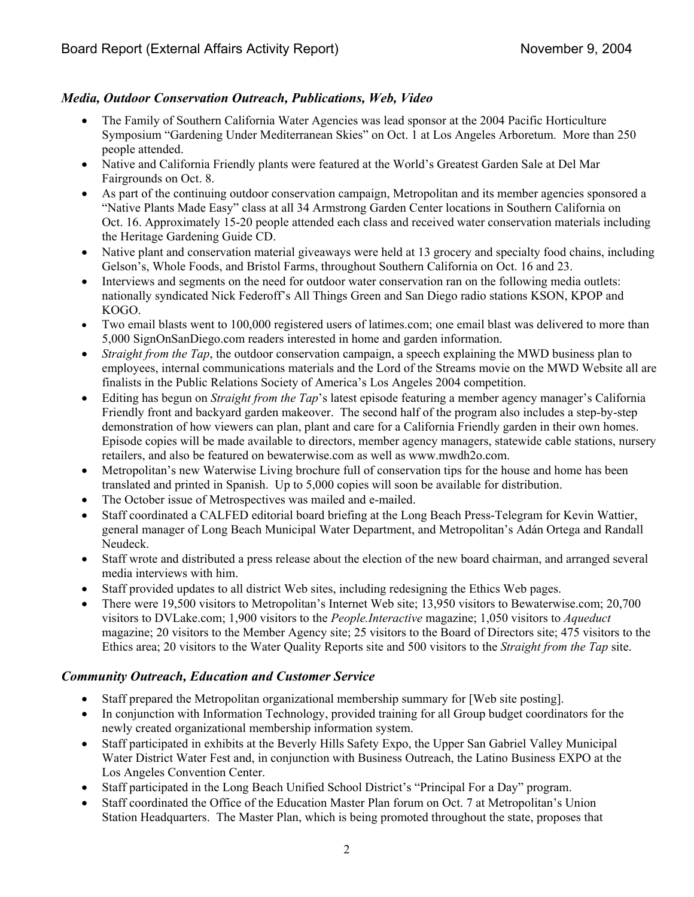### *Media, Outdoor Conservation Outreach, Publications, Web, Video*

- The Family of Southern California Water Agencies was lead sponsor at the 2004 Pacific Horticulture Symposium "Gardening Under Mediterranean Skies" on Oct. 1 at Los Angeles Arboretum. More than 250 people attended.
- Native and California Friendly plants were featured at the World's Greatest Garden Sale at Del Mar Fairgrounds on Oct. 8.
- As part of the continuing outdoor conservation campaign, Metropolitan and its member agencies sponsored a "Native Plants Made Easy" class at all 34 Armstrong Garden Center locations in Southern California on Oct. 16. Approximately 15-20 people attended each class and received water conservation materials including the Heritage Gardening Guide CD.
- Native plant and conservation material giveaways were held at 13 grocery and specialty food chains, including Gelson's, Whole Foods, and Bristol Farms, throughout Southern California on Oct. 16 and 23.
- Interviews and segments on the need for outdoor water conservation ran on the following media outlets: nationally syndicated Nick Federoff's All Things Green and San Diego radio stations KSON, KPOP and KOGO.
- Two email blasts went to 100,000 registered users of latimes.com; one email blast was delivered to more than 5,000 SignOnSanDiego.com readers interested in home and garden information.
- *Straight from the Tap*, the outdoor conservation campaign, a speech explaining the MWD business plan to employees, internal communications materials and the Lord of the Streams movie on the MWD Website all are finalists in the Public Relations Society of America's Los Angeles 2004 competition.
- Editing has begun on *Straight from the Tap*'s latest episode featuring a member agency manager's California Friendly front and backyard garden makeover. The second half of the program also includes a step-by-step demonstration of how viewers can plan, plant and care for a California Friendly garden in their own homes. Episode copies will be made available to directors, member agency managers, statewide cable stations, nursery retailers, and also be featured on bewaterwise.com as well as www.mwdh2o.com.
- Metropolitan's new Waterwise Living brochure full of conservation tips for the house and home has been translated and printed in Spanish. Up to 5,000 copies will soon be available for distribution.
- The October issue of Metrospectives was mailed and e-mailed.
- Staff coordinated a CALFED editorial board briefing at the Long Beach Press-Telegram for Kevin Wattier, general manager of Long Beach Municipal Water Department, and Metropolitan's Adán Ortega and Randall Neudeck.
- Staff wrote and distributed a press release about the election of the new board chairman, and arranged several media interviews with him.
- Staff provided updates to all district Web sites, including redesigning the Ethics Web pages.
- There were 19,500 visitors to Metropolitan's Internet Web site; 13,950 visitors to Bewaterwise.com; 20,700 visitors to DVLake.com; 1,900 visitors to the *People.Interactive* magazine; 1,050 visitors to *Aqueduct* magazine; 20 visitors to the Member Agency site; 25 visitors to the Board of Directors site; 475 visitors to the Ethics area; 20 visitors to the Water Quality Reports site and 500 visitors to the *Straight from the Tap* site.

### *Community Outreach, Education and Customer Service*

- Staff prepared the Metropolitan organizational membership summary for [Web site posting].
- In conjunction with Information Technology, provided training for all Group budget coordinators for the newly created organizational membership information system.
- Staff participated in exhibits at the Beverly Hills Safety Expo, the Upper San Gabriel Valley Municipal Water District Water Fest and, in conjunction with Business Outreach, the Latino Business EXPO at the Los Angeles Convention Center.
- Staff participated in the Long Beach Unified School District's "Principal For a Day" program.
- Staff coordinated the Office of the Education Master Plan forum on Oct. 7 at Metropolitan's Union Station Headquarters. The Master Plan, which is being promoted throughout the state, proposes that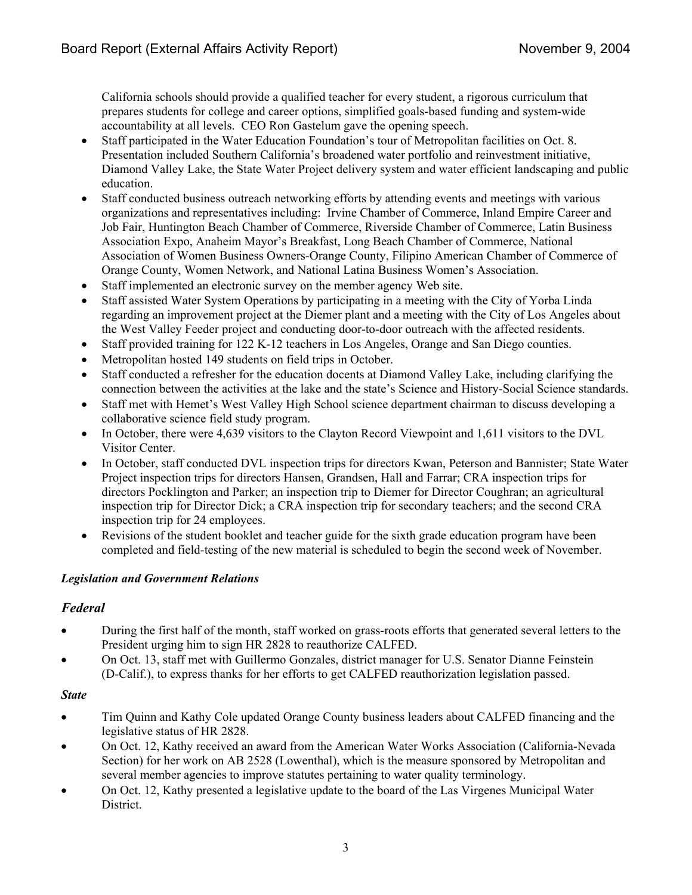California schools should provide a qualified teacher for every student, a rigorous curriculum that prepares students for college and career options, simplified goals-based funding and system-wide accountability at all levels.  CEO Ron Gastelum gave the opening speech.

- Staff participated in the Water Education Foundation's tour of Metropolitan facilities on Oct. 8. Presentation included Southern California's broadened water portfolio and reinvestment initiative, Diamond Valley Lake, the State Water Project delivery system and water efficient landscaping and public education.
- Staff conducted business outreach networking efforts by attending events and meetings with various organizations and representatives including:  Irvine Chamber of Commerce, Inland Empire Career and Job Fair, Huntington Beach Chamber of Commerce, Riverside Chamber of Commerce, Latin Business Association Expo, Anaheim Mayor's Breakfast, Long Beach Chamber of Commerce, National Association of Women Business Owners-Orange County, Filipino American Chamber of Commerce of Orange County, Women Network, and National Latina Business Women's Association.
- Staff implemented an electronic survey on the member agency Web site.
- Staff assisted Water System Operations by participating in a meeting with the City of Yorba Linda regarding an improvement project at the Diemer plant and a meeting with the City of Los Angeles about the West Valley Feeder project and conducting door-to-door outreach with the affected residents.
- Staff provided training for 122 K-12 teachers in Los Angeles, Orange and San Diego counties.
- Metropolitan hosted 149 students on field trips in October.
- Staff conducted a refresher for the education docents at Diamond Valley Lake, including clarifying the connection between the activities at the lake and the state's Science and History-Social Science standards.
- Staff met with Hemet's West Valley High School science department chairman to discuss developing a collaborative science field study program.
- In October, there were 4,639 visitors to the Clayton Record Viewpoint and 1,611 visitors to the DVL Visitor Center.
- In October, staff conducted DVL inspection trips for directors Kwan, Peterson and Bannister; State Water Project inspection trips for directors Hansen, Grandsen, Hall and Farrar; CRA inspection trips for directors Pocklington and Parker; an inspection trip to Diemer for Director Coughran; an agricultural inspection trip for Director Dick; a CRA inspection trip for secondary teachers; and the second CRA inspection trip for 24 employees.
- Revisions of the student booklet and teacher guide for the sixth grade education program have been completed and field-testing of the new material is scheduled to begin the second week of November.

***Legislation and Government Relations***

## *Federal*

- During the first half of the month, staff worked on grass-roots efforts that generated several letters to the President urging him to sign HR 2828 to reauthorize CALFED.
- On Oct. 13, staff met with Guillermo Gonzales, district manager for U.S. Senator Dianne Feinstein (D-Calif.), to express thanks for her efforts to get CALFED reauthorization legislation passed.

***State***

- Tim Quinn and Kathy Cole updated Orange County business leaders about CALFED financing and the legislative status of HR 2828.
- On Oct. 12, Kathy received an award from the American Water Works Association (California-Nevada Section) for her work on AB 2528 (Lowenthal), which is the measure sponsored by Metropolitan and several member agencies to improve statutes pertaining to water quality terminology.
- On Oct. 12, Kathy presented a legislative update to the board of the Las Virgenes Municipal Water District.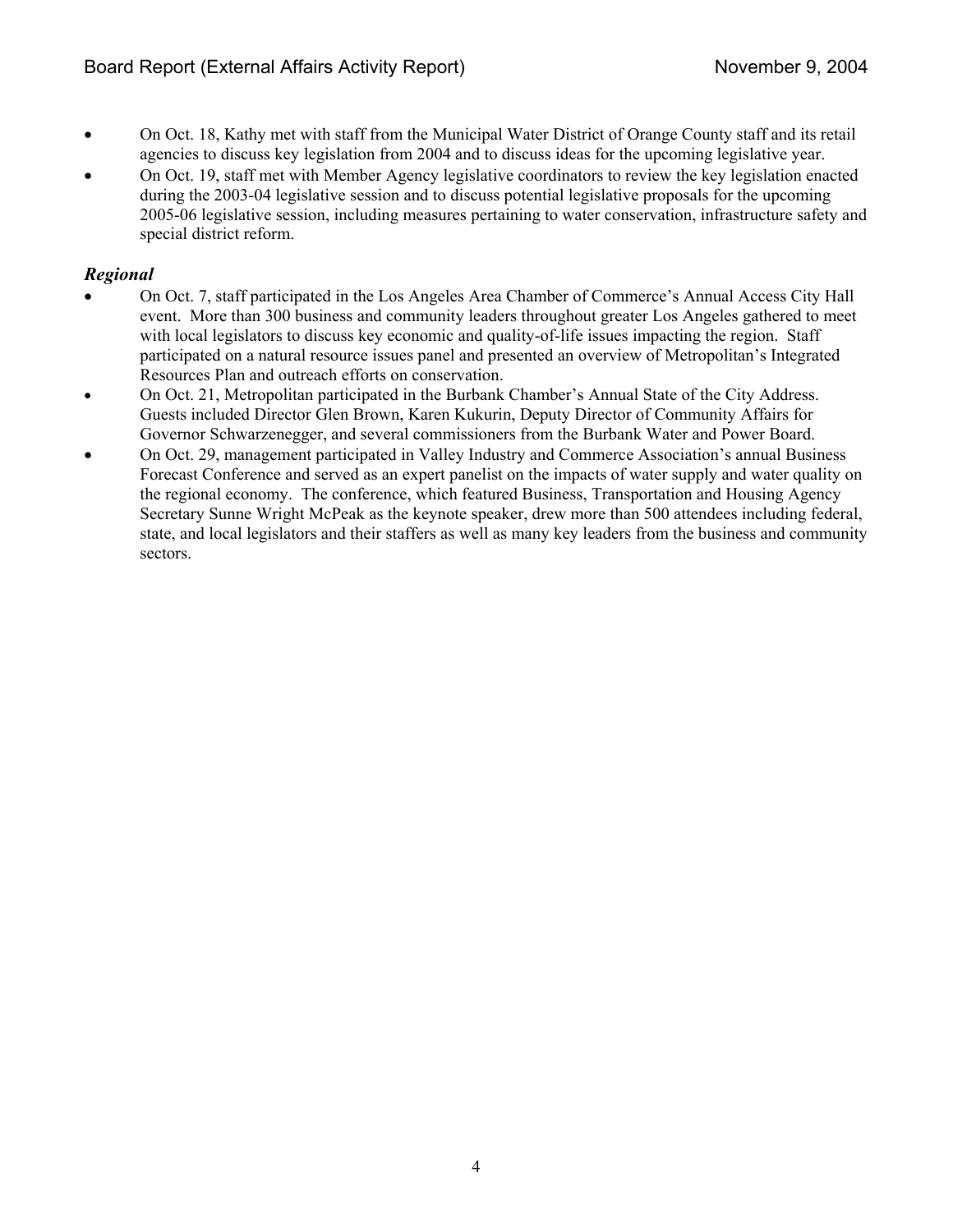- On Oct. 18, Kathy met with staff from the Municipal Water District of Orange County staff and its retail agencies to discuss key legislation from 2004 and to discuss ideas for the upcoming legislative year.
- On Oct. 19, staff met with Member Agency legislative coordinators to review the key legislation enacted during the 2003-04 legislative session and to discuss potential legislative proposals for the upcoming 2005-06 legislative session, including measures pertaining to water conservation, infrastructure safety and special district reform.

### *Regional*

- On Oct. 7, staff participated in the Los Angeles Area Chamber of Commerce's Annual Access City Hall event. More than 300 business and community leaders throughout greater Los Angeles gathered to meet with local legislators to discuss key economic and quality-of-life issues impacting the region. Staff participated on a natural resource issues panel and presented an overview of Metropolitan's Integrated Resources Plan and outreach efforts on conservation.
- On Oct. 21, Metropolitan participated in the Burbank Chamber's Annual State of the City Address. Guests included Director Glen Brown, Karen Kukurin, Deputy Director of Community Affairs for Governor Schwarzenegger, and several commissioners from the Burbank Water and Power Board.
- On Oct. 29, management participated in Valley Industry and Commerce Association's annual Business Forecast Conference and served as an expert panelist on the impacts of water supply and water quality on the regional economy. The conference, which featured Business, Transportation and Housing Agency Secretary Sunne Wright McPeak as the keynote speaker, drew more than 500 attendees including federal, state, and local legislators and their staffers as well as many key leaders from the business and community sectors.